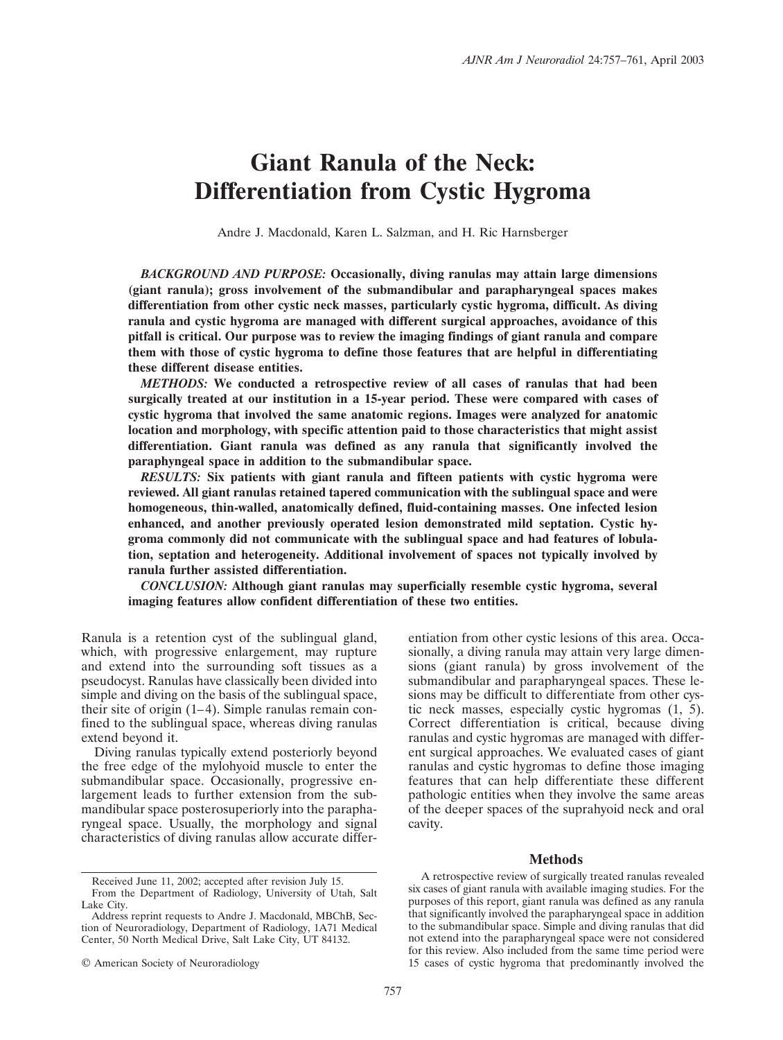# Giant Ranula of the Neck: Differentiation from Cystic Hygroma

Andre J. Macdonald, Karen L. Salzman, and H. Ric Harnsberger

***BACKGROUND AND PURPOSE:*** **Occasionally, diving ranulas may attain large dimensions (giant ranula); gross involvement of the submandibular and parapharyngeal spaces makes differentiation from other cystic neck masses, particularly cystic hygroma, difficult. As diving ranula and cystic hygroma are managed with different surgical approaches, avoidance of this pitfall is critical. Our purpose was to review the imaging findings of giant ranula and compare them with those of cystic hygroma to define those features that are helpful in differentiating these different disease entities.**

***METHODS:*** **We conducted a retrospective review of all cases of ranulas that had been surgically treated at our institution in a 15-year period. These were compared with cases of cystic hygroma that involved the same anatomic regions. Images were analyzed for anatomic location and morphology, with specific attention paid to those characteristics that might assist differentiation. Giant ranula was defined as any ranula that significantly involved the paraphyngeal space in addition to the submandibular space.**

***RESULTS:*** **Six patients with giant ranula and fifteen patients with cystic hygroma were reviewed. All giant ranulas retained tapered communication with the sublingual space and were homogeneous, thin-walled, anatomically defined, fluid-containing masses. One infected lesion enhanced, and another previously operated lesion demonstrated mild septation. Cystic hygroma commonly did not communicate with the sublingual space and had features of lobulation, septation and heterogeneity. Additional involvement of spaces not typically involved by ranula further assisted differentiation.**

***CONCLUSION:*** **Although giant ranulas may superficially resemble cystic hygroma, several imaging features allow confident differentiation of these two entities.**

Ranula is a retention cyst of the sublingual gland, which, with progressive enlargement, may rupture and extend into the surrounding soft tissues as a pseudocyst. Ranulas have classically been divided into simple and diving on the basis of the sublingual space, their site of origin (1–4). Simple ranulas remain confined to the sublingual space, whereas diving ranulas extend beyond it.

Diving ranulas typically extend posteriorly beyond the free edge of the mylohyoid muscle to enter the submandibular space. Occasionally, progressive enlargement leads to further extension from the submandibular space posterosuperiorly into the parapharyngeal space. Usually, the morphology and signal characteristics of diving ranulas allow accurate differentiation from other cystic lesions of this area. Occasionally, a diving ranula may attain very large dimensions (giant ranula) by gross involvement of the submandibular and parapharyngeal spaces. These lesions may be difficult to differentiate from other cystic neck masses, especially cystic hygromas (1, 5). Correct differentiation is critical, because diving ranulas and cystic hygromas are managed with different surgical approaches. We evaluated cases of giant ranulas and cystic hygromas to define those imaging features that can help differentiate these different pathologic entities when they involve the same areas of the deeper spaces of the suprahyoid neck and oral cavity.

## Methods

A retrospective review of surgically treated ranulas revealed six cases of giant ranula with available imaging studies. For the purposes of this report, giant ranula was defined as any ranula that significantly involved the parapharyngeal space in addition to the submandibular space. Simple and diving ranulas that did not extend into the parapharyngeal space were not considered for this review. Also included from the same time period were 15 cases of cystic hygroma that predominantly involved the

Received June 11, 2002; accepted after revision July 15.

From the Department of Radiology, University of Utah, Salt Lake City.

Address reprint requests to Andre J. Macdonald, MBChB, Section of Neuroradiology, Department of Radiology, 1A71 Medical Center, 50 North Medical Drive, Salt Lake City, UT 84132.

© American Society of Neuroradiology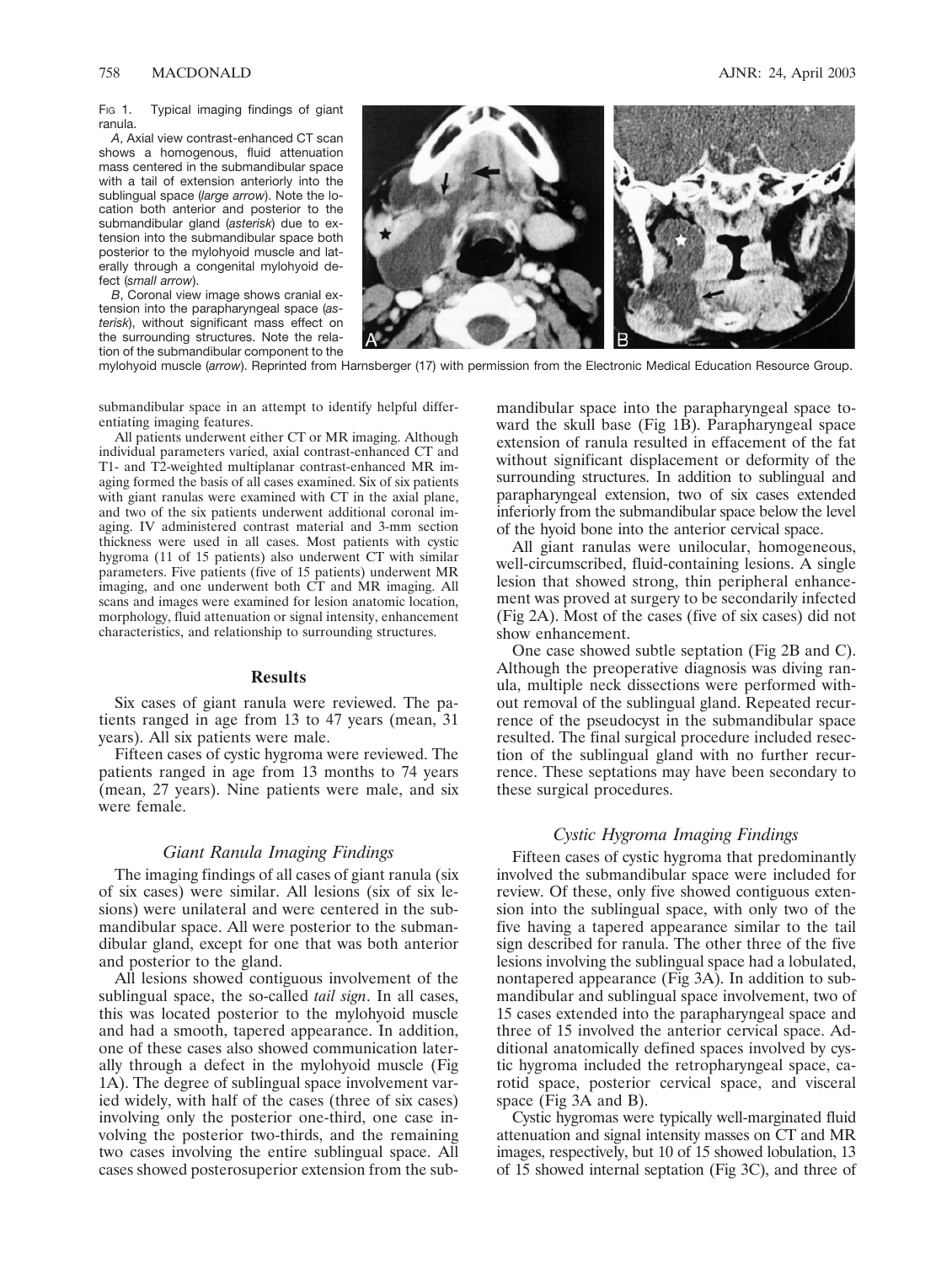Fig 1. Typical imaging findings of giant ranula.

*A*, Axial view contrast-enhanced CT scan shows a homogenous, fluid attenuation mass centered in the submandibular space with a tail of extension anteriorly into the sublingual space (*large arrow*). Note the location both anterior and posterior to the submandibular gland (*asterisk*) due to extension into the submandibular space both posterior to the mylohyoid muscle and laterally through a congenital mylohyoid defect (*small arrow*).

*B*, Coronal view image shows cranial extension into the parapharyngeal space (*asterisk*), without significant mass effect on the surrounding structures. Note the relation of the submandibular component to the mylohyoid muscle (*arrow*). Reprinted from Harnsberger (17) with permission from the Electronic Medical Education Resource Group.

submandibular space in an attempt to identify helpful differentiating imaging features.

All patients underwent either CT or MR imaging. Although individual parameters varied, axial contrast-enhanced CT and T1- and T2-weighted multiplanar contrast-enhanced MR imaging formed the basis of all cases examined. Six of six patients with giant ranulas were examined with CT in the axial plane, and two of the six patients underwent additional coronal imaging. IV administered contrast material and 3-mm section thickness were used in all cases. Most patients with cystic hygroma (11 of 15 patients) also underwent CT with similar parameters. Five patients (five of 15 patients) underwent MR imaging, and one underwent both CT and MR imaging. All scans and images were examined for lesion anatomic location, morphology, fluid attenuation or signal intensity, enhancement characteristics, and relationship to surrounding structures.

## Results

Six cases of giant ranula were reviewed. The patients ranged in age from 13 to 47 years (mean, 31 years). All six patients were male.

Fifteen cases of cystic hygroma were reviewed. The patients ranged in age from 13 months to 74 years (mean, 27 years). Nine patients were male, and six were female.

### Giant Ranula Imaging Findings

The imaging findings of all cases of giant ranula (six of six cases) were similar. All lesions (six of six lesions) were unilateral and were centered in the submandibular space. All were posterior to the submandibular gland, except for one that was both anterior and posterior to the gland.

All lesions showed contiguous involvement of the sublingual space, the so-called *tail sign*. In all cases, this was located posterior to the mylohyoid muscle and had a smooth, tapered appearance. In addition, one of these cases also showed communication laterally through a defect in the mylohyoid muscle (Fig 1A). The degree of sublingual space involvement varied widely, with half of the cases (three of six cases) involving only the posterior one-third, one case involving the posterior two-thirds, and the remaining two cases involving the entire sublingual space. All cases showed posterosuperior extension from the submandibular space into the parapharyngeal space toward the skull base (Fig 1B). Parapharyngeal space extension of ranula resulted in effacement of the fat without significant displacement or deformity of the surrounding structures. In addition to sublingual and parapharyngeal extension, two of six cases extended inferiorly from the submandibular space below the level of the hyoid bone into the anterior cervical space.

All giant ranulas were unilocular, homogeneous, well-circumscribed, fluid-containing lesions. A single lesion that showed strong, thin peripheral enhancement was proved at surgery to be secondarily infected (Fig 2A). Most of the cases (five of six cases) did not show enhancement.

One case showed subtle septation (Fig 2B and C). Although the preoperative diagnosis was diving ranula, multiple neck dissections were performed without removal of the sublingual gland. Repeated recurrence of the pseudocyst in the submandibular space resulted. The final surgical procedure included resection of the sublingual gland with no further recurrence. These septations may have been secondary to these surgical procedures.

### Cystic Hygroma Imaging Findings

Fifteen cases of cystic hygroma that predominantly involved the submandibular space were included for review. Of these, only five showed contiguous extension into the sublingual space, with only two of the five having a tapered appearance similar to the tail sign described for ranula. The other three of the five lesions involving the sublingual space had a lobulated, nontapered appearance (Fig 3A). In addition to submandibular and sublingual space involvement, two of 15 cases extended into the parapharyngeal space and three of 15 involved the anterior cervical space. Additional anatomically defined spaces involved by cystic hygroma included the retropharyngeal space, carotid space, posterior cervical space, and visceral space (Fig 3A and B).

Cystic hygromas were typically well-marginated fluid attenuation and signal intensity masses on CT and MR images, respectively, but 10 of 15 showed lobulation, 13 of 15 showed internal septation (Fig 3C), and three of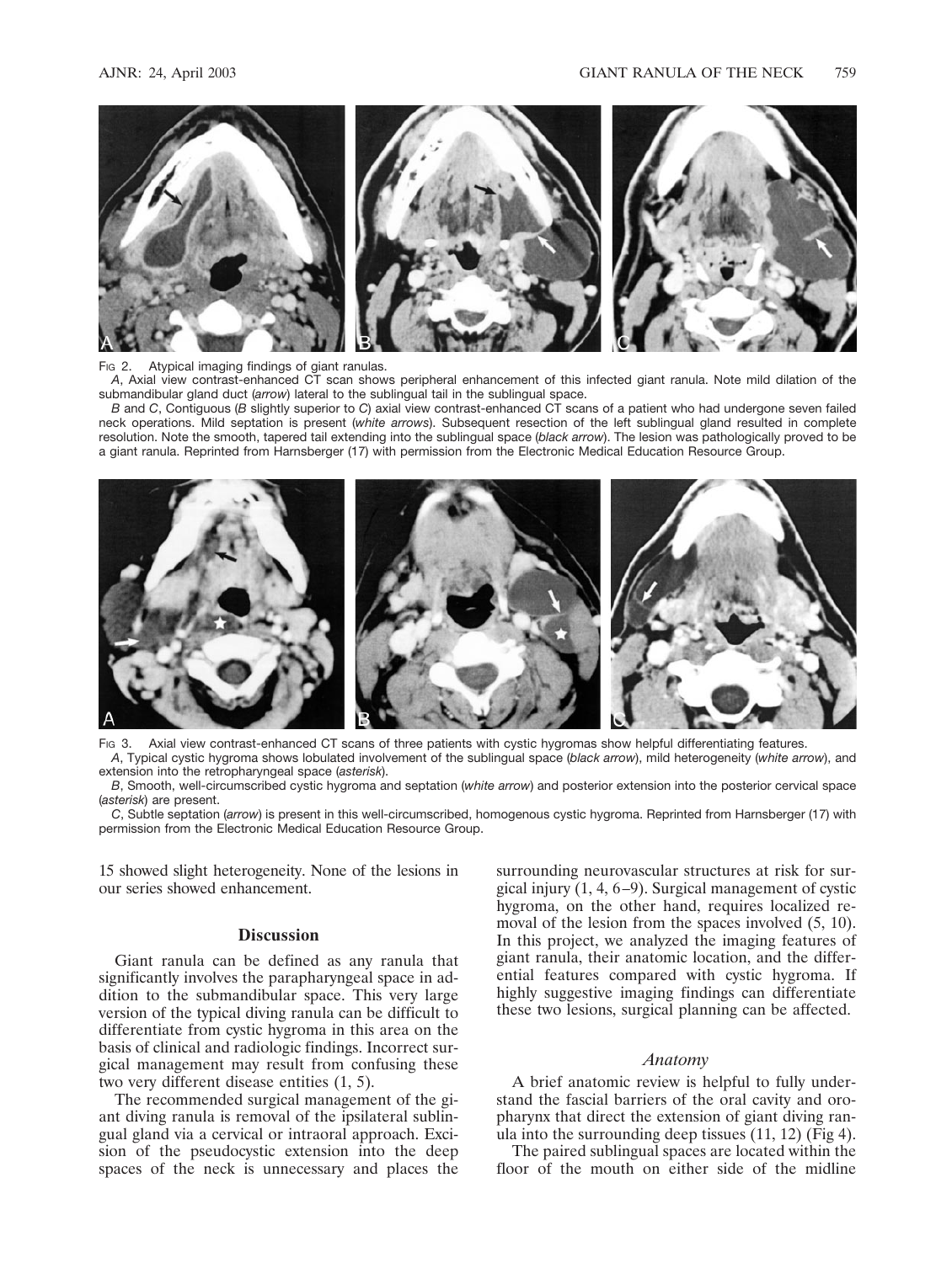FIG 2. Atypical imaging findings of giant ranulas.
*A*, Axial view contrast-enhanced CT scan shows peripheral enhancement of this infected giant ranula. Note mild dilation of the submandibular gland duct (*arrow*) lateral to the sublingual tail in the sublingual space.
*B* and *C*, Contiguous (*B* slightly superior to *C*) axial view contrast-enhanced CT scans of a patient who had undergone seven failed neck operations. Mild septation is present (*white arrows*). Subsequent resection of the left sublingual gland resulted in complete resolution. Note the smooth, tapered tail extending into the sublingual space (*black arrow*). The lesion was pathologically proved to be a giant ranula. Reprinted from Harnsberger (17) with permission from the Electronic Medical Education Resource Group.

FIG 3. Axial view contrast-enhanced CT scans of three patients with cystic hygromas show helpful differentiating features.
*A*, Typical cystic hygroma shows lobulated involvement of the sublingual space (*black arrow*), mild heterogeneity (*white arrow*), and extension into the retropharyngeal space (*asterisk*).
*B*, Smooth, well-circumscribed cystic hygroma and septation (*white arrow*) and posterior extension into the posterior cervical space (*asterisk*) are present.
*C*, Subtle septation (*arrow*) is present in this well-circumscribed, homogenous cystic hygroma. Reprinted from Harnsberger (17) with permission from the Electronic Medical Education Resource Group.

15 showed slight heterogeneity. None of the lesions in our series showed enhancement.

## Discussion

Giant ranula can be defined as any ranula that significantly involves the parapharyngeal space in addition to the submandibular space. This very large version of the typical diving ranula can be difficult to differentiate from cystic hygroma in this area on the basis of clinical and radiologic findings. Incorrect surgical management may result from confusing these two very different disease entities (1, 5).

The recommended surgical management of the giant diving ranula is removal of the ipsilateral sublingual gland via a cervical or intraoral approach. Excision of the pseudocystic extension into the deep spaces of the neck is unnecessary and places the surrounding neurovascular structures at risk for surgical injury (1, 4, 6–9). Surgical management of cystic hygroma, on the other hand, requires localized removal of the lesion from the spaces involved (5, 10). In this project, we analyzed the imaging features of giant ranula, their anatomic location, and the differential features compared with cystic hygroma. If highly suggestive imaging findings can differentiate these two lesions, surgical planning can be affected.

### *Anatomy*

A brief anatomic review is helpful to fully understand the fascial barriers of the oral cavity and oropharynx that direct the extension of giant diving ranula into the surrounding deep tissues (11, 12) (Fig 4).

The paired sublingual spaces are located within the floor of the mouth on either side of the midline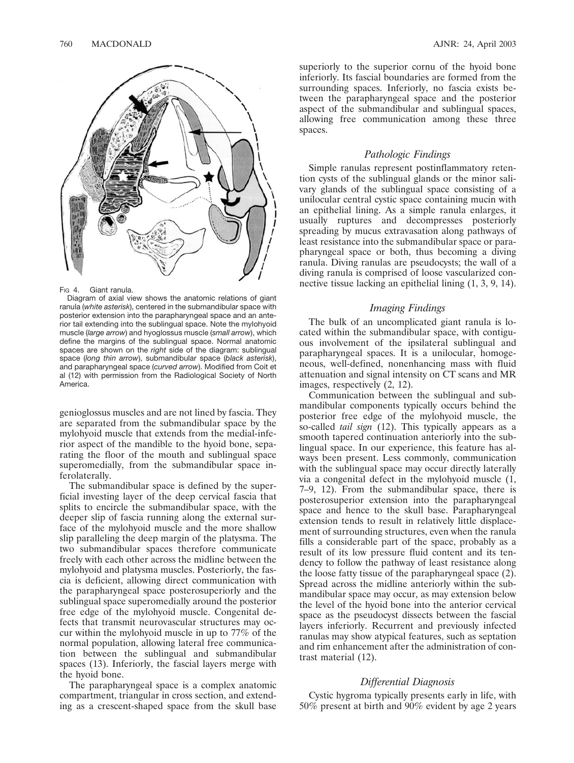FIG 4. Giant ranula.

Diagram of axial view shows the anatomic relations of giant ranula (*white asterisk*), centered in the submandibular space with posterior extension into the parapharyngeal space and an anterior tail extending into the sublingual space. Note the mylohyoid muscle (*large arrow*) and hyoglossus muscle (*small arrow*), which define the margins of the sublingual space. Normal anatomic spaces are shown on the *right* side of the diagram: sublingual space (*long thin arrow*), submandibular space (*black asterisk*), and parapharyngeal space (*curved arrow*). Modified from Coit et al (12) with permission from the Radiological Society of North America.

genioglossus muscles and are not lined by fascia. They are separated from the submandibular space by the mylohyoid muscle that extends from the medial-inferior aspect of the mandible to the hyoid bone, separating the floor of the mouth and sublingual space superomedially, from the submandibular space inferolaterally.

The submandibular space is defined by the superficial investing layer of the deep cervical fascia that splits to encircle the submandibular space, with the deeper slip of fascia running along the external surface of the mylohyoid muscle and the more shallow slip paralleling the deep margin of the platysma. The two submandibular spaces therefore communicate freely with each other across the midline between the mylohyoid and platysma muscles. Posteriorly, the fascia is deficient, allowing direct communication with the parapharyngeal space posterosuperiorly and the sublingual space superomedially around the posterior free edge of the mylohyoid muscle. Congenital defects that transmit neurovascular structures may occur within the mylohyoid muscle in up to 77% of the normal population, allowing lateral free communication between the sublingual and submandibular spaces (13). Inferiorly, the fascial layers merge with the hyoid bone.

The parapharyngeal space is a complex anatomic compartment, triangular in cross section, and extending as a crescent-shaped space from the skull base superiorly to the superior cornu of the hyoid bone inferiorly. Its fascial boundaries are formed from the surrounding spaces. Inferiorly, no fascia exists between the parapharyngeal space and the posterior aspect of the submandibular and sublingual spaces, allowing free communication among these three spaces.

## Pathologic Findings

Simple ranulas represent postinflammatory retention cysts of the sublingual glands or the minor salivary glands of the sublingual space consisting of a unilocular central cystic space containing mucin with an epithelial lining. As a simple ranula enlarges, it usually ruptures and decompresses posteriorly spreading by mucus extravasation along pathways of least resistance into the submandibular space or parapharyngeal space or both, thus becoming a diving ranula. Diving ranulas are pseudocysts; the wall of a diving ranula is comprised of loose vascularized connective tissue lacking an epithelial lining (1, 3, 9, 14).

## Imaging Findings

The bulk of an uncomplicated giant ranula is located within the submandibular space, with contiguous involvement of the ipsilateral sublingual and parapharyngeal spaces. It is a unilocular, homogeneous, well-defined, nonenhancing mass with fluid attenuation and signal intensity on CT scans and MR images, respectively (2, 12).

Communication between the sublingual and submandibular components typically occurs behind the posterior free edge of the mylohyoid muscle, the so-called *tail sign* (12). This typically appears as a smooth tapered continuation anteriorly into the sublingual space. In our experience, this feature has always been present. Less commonly, communication with the sublingual space may occur directly laterally via a congenital defect in the mylohyoid muscle (1, 7–9, 12). From the submandibular space, there is posterosuperior extension into the parapharyngeal space and hence to the skull base. Parapharyngeal extension tends to result in relatively little displacement of surrounding structures, even when the ranula fills a considerable part of the space, probably as a result of its low pressure fluid content and its tendency to follow the pathway of least resistance along the loose fatty tissue of the parapharyngeal space (2). Spread across the midline anteriorly within the submandibular space may occur, as may extension below the level of the hyoid bone into the anterior cervical space as the pseudocyst dissects between the fascial layers inferiorly. Recurrent and previously infected ranulas may show atypical features, such as septation and rim enhancement after the administration of contrast material (12).

## Differential Diagnosis

Cystic hygroma typically presents early in life, with 50% present at birth and 90% evident by age 2 years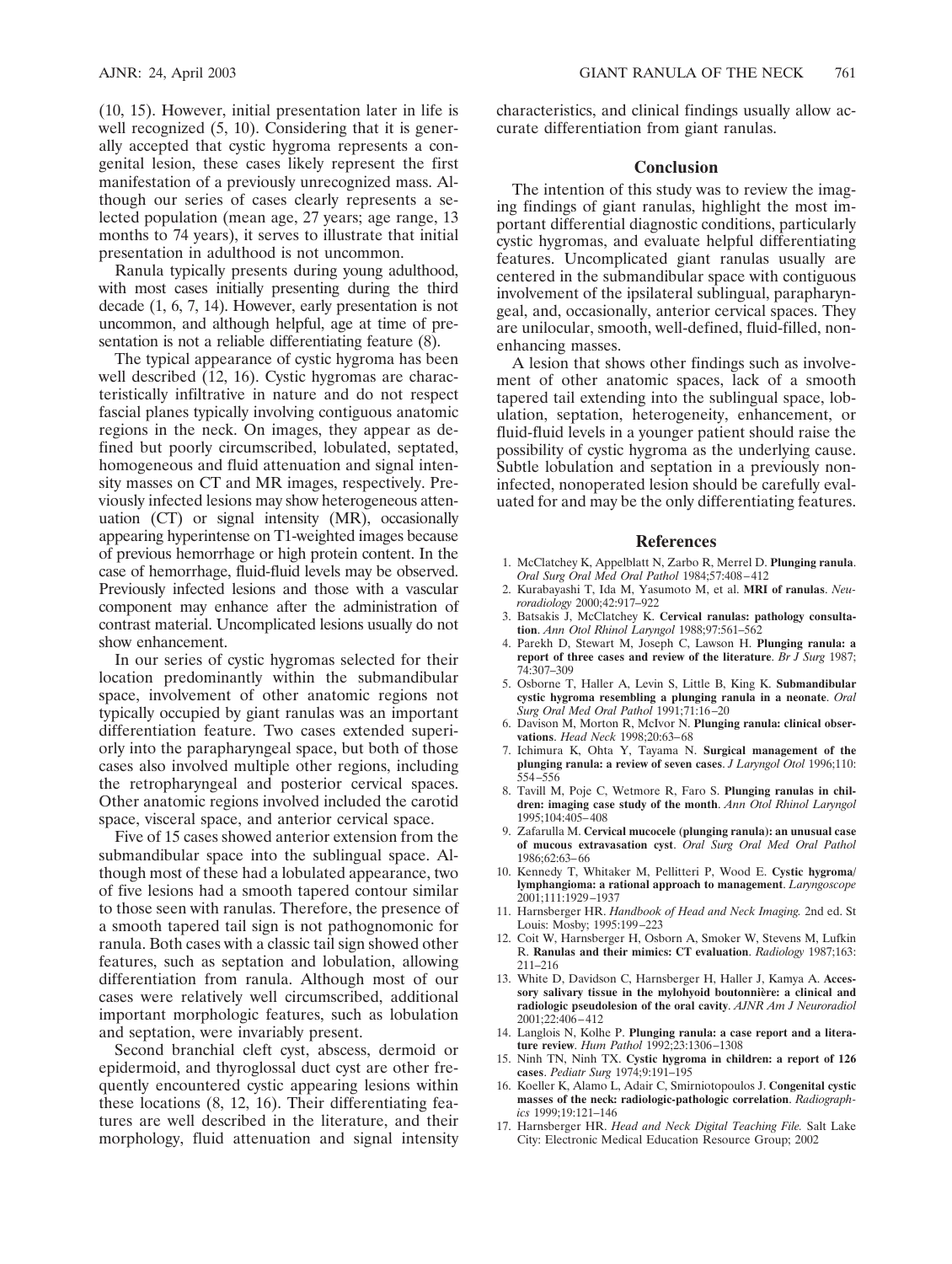(10, 15). However, initial presentation later in life is well recognized (5, 10). Considering that it is generally accepted that cystic hygroma represents a congenital lesion, these cases likely represent the first manifestation of a previously unrecognized mass. Although our series of cases clearly represents a selected population (mean age, 27 years; age range, 13 months to 74 years), it serves to illustrate that initial presentation in adulthood is not uncommon.

Ranula typically presents during young adulthood, with most cases initially presenting during the third decade (1, 6, 7, 14). However, early presentation is not uncommon, and although helpful, age at time of presentation is not a reliable differentiating feature (8).

The typical appearance of cystic hygroma has been well described (12, 16). Cystic hygromas are characteristically infiltrative in nature and do not respect fascial planes typically involving contiguous anatomic regions in the neck. On images, they appear as defined but poorly circumscribed, lobulated, septated, homogeneous and fluid attenuation and signal intensity masses on CT and MR images, respectively. Previously infected lesions may show heterogeneous attenuation (CT) or signal intensity (MR), occasionally appearing hyperintense on T1-weighted images because of previous hemorrhage or high protein content. In the case of hemorrhage, fluid-fluid levels may be observed. Previously infected lesions and those with a vascular component may enhance after the administration of contrast material. Uncomplicated lesions usually do not show enhancement.

In our series of cystic hygromas selected for their location predominantly within the submandibular space, involvement of other anatomic regions not typically occupied by giant ranulas was an important differentiation feature. Two cases extended superiorly into the parapharyngeal space, but both of those cases also involved multiple other regions, including the retropharyngeal and posterior cervical spaces. Other anatomic regions involved included the carotid space, visceral space, and anterior cervical space.

Five of 15 cases showed anterior extension from the submandibular space into the sublingual space. Although most of these had a lobulated appearance, two of five lesions had a smooth tapered contour similar to those seen with ranulas. Therefore, the presence of a smooth tapered tail sign is not pathognomonic for ranula. Both cases with a classic tail sign showed other features, such as septation and lobulation, allowing differentiation from ranula. Although most of our cases were relatively well circumscribed, additional important morphologic features, such as lobulation and septation, were invariably present.

Second branchial cleft cyst, abscess, dermoid or epidermoid, and thyroglossal duct cyst are other frequently encountered cystic appearing lesions within these locations (8, 12, 16). Their differentiating features are well described in the literature, and their morphology, fluid attenuation and signal intensity characteristics, and clinical findings usually allow accurate differentiation from giant ranulas.

## Conclusion

The intention of this study was to review the imaging findings of giant ranulas, highlight the most important differential diagnostic conditions, particularly cystic hygromas, and evaluate helpful differentiating features. Uncomplicated giant ranulas usually are centered in the submandibular space with contiguous involvement of the ipsilateral sublingual, parapharyngeal, and, occasionally, anterior cervical spaces. They are unilocular, smooth, well-defined, fluid-filled, nonenhancing masses.

A lesion that shows other findings such as involvement of other anatomic spaces, lack of a smooth tapered tail extending into the sublingual space, lobulation, septation, heterogeneity, enhancement, or fluid-fluid levels in a younger patient should raise the possibility of cystic hygroma as the underlying cause. Subtle lobulation and septation in a previously noninfected, nonoperated lesion should be carefully evaluated for and may be the only differentiating features.

## References

1. McClatchey K, Appelblatt N, Zarbo R, Merrel D. **Plunging ranula**. *Oral Surg Oral Med Oral Pathol* 1984;57:408–412
2. Kurabayashi T, Ida M, Yasumoto M, et al. **MRI of ranulas**. *Neuroradiology* 2000;42:917–922
3. Batsakis J, McClatchey K. **Cervical ranulas: pathology consultation**. *Ann Otol Rhinol Laryngol* 1988;97:561–562
4. Parekh D, Stewart M, Joseph C, Lawson H. **Plunging ranula: a report of three cases and review of the literature**. *Br J Surg* 1987;74:307–309
5. Osborne T, Haller A, Levin S, Little B, King K. **Submandibular cystic hygroma resembling a plunging ranula in a neonate**. *Oral Surg Oral Med Oral Pathol* 1991;71:16–20
6. Davison M, Morton R, McIvor N. **Plunging ranula: clinical observations**. *Head Neck* 1998;20:63–68
7. Ichimura K, Ohta Y, Tayama N. **Surgical management of the plunging ranula: a review of seven cases**. *J Laryngol Otol* 1996;110:554–556
8. Tavill M, Poje C, Wetmore R, Faro S. **Plunging ranulas in children: imaging case study of the month**. *Ann Otol Rhinol Laryngol* 1995;104:405–408
9. Zafarulla M. **Cervical mucocele (plunging ranula): an unusual case of mucous extravasation cyst**. *Oral Surg Oral Med Oral Pathol* 1986;62:63–66
10. Kennedy T, Whitaker M, Pellitteri P, Wood E. **Cystic hygroma/lymphangioma: a rational approach to management**. *Laryngoscope* 2001;111:1929–1937
11. Harnsberger HR. *Handbook of Head and Neck Imaging.* 2nd ed. St Louis: Mosby; 1995:199–223
12. Coit W, Harnsberger H, Osborn A, Smoker W, Stevens M, Lufkin R. **Ranulas and their mimics: CT evaluation**. *Radiology* 1987;163:211–216
13. White D, Davidson C, Harnsberger H, Haller J, Kamya A. **Accessory salivary tissue in the mylohyoid boutonnière: a clinical and radiologic pseudolesion of the oral cavity**. *AJNR Am J Neuroradiol* 2001;22:406–412
14. Langlois N, Kolhe P. **Plunging ranula: a case report and a literature review**. *Hum Pathol* 1992;23:1306–1308
15. Ninh TN, Ninh TX. **Cystic hygroma in children: a report of 126 cases**. *Pediatr Surg* 1974;9:191–195
16. Koeller K, Alamo L, Adair C, Smirniotopoulos J. **Congenital cystic masses of the neck: radiologic-pathologic correlation**. *Radiographics* 1999;19:121–146
17. Harnsberger HR. *Head and Neck Digital Teaching File.* Salt Lake City: Electronic Medical Education Resource Group; 2002